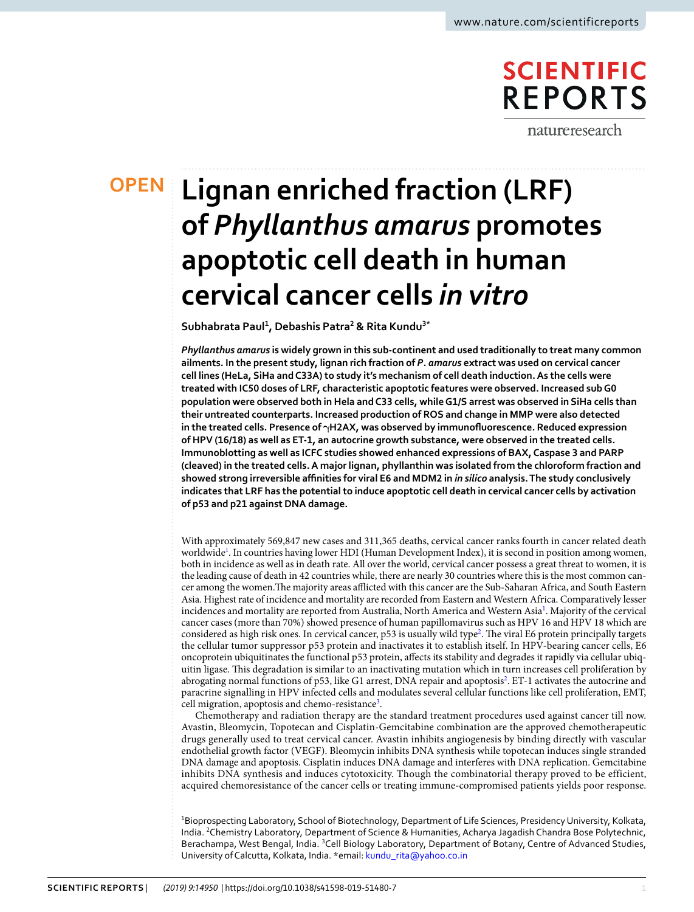# Lignan enriched fraction (LRF) of *Phyllanthus amarus* promotes apoptotic cell death in human cervical cancer cells *in vitro*

OPEN

**Subhabrata Paul[1], Debashis Patra[2] & Rita Kundu[3*]**

***Phyllanthus amarus* is widely grown in this sub-continent and used traditionally to treat many common ailments. In the present study, lignan rich fraction of *P. amarus* extract was used on cervical cancer cell lines (HeLa, SiHa and C33A) to study it's mechanism of cell death induction. As the cells were treated with IC50 doses of LRF, characteristic apoptotic features were observed. Increased sub G0 population were observed both in Hela and C33 cells, while G1/S arrest was observed in SiHa cells than their untreated counterparts. Increased production of ROS and change in MMP were also detected in the treated cells. Presence of γH2AX, was observed by immunofluorescence. Reduced expression of HPV (16/18) as well as ET-1, an autocrine growth substance, were observed in the treated cells. Immunoblotting as well as ICFC studies showed enhanced expressions of BAX, Caspase 3 and PARP (cleaved) in the treated cells. A major lignan, phyllanthin was isolated from the chloroform fraction and showed strong irreversible affinities for viral E6 and MDM2 in *in silico* analysis. The study conclusively indicates that LRF has the potential to induce apoptotic cell death in cervical cancer cells by activation of p53 and p21 against DNA damage.**

With approximately 569,847 new cases and 311,365 deaths, cervical cancer ranks fourth in cancer related death worldwide[1]. In countries having lower HDI (Human Development Index), it is second in position among women, both in incidence as well as in death rate. All over the world, cervical cancer possess a great threat to women, it is the leading cause of death in 42 countries while, there are nearly 30 countries where this is the most common cancer among the women.The majority areas afflicted with this cancer are the Sub-Saharan Africa, and South Eastern Asia. Highest rate of incidence and mortality are recorded from Eastern and Western Africa. Comparatively lesser incidences and mortality are reported from Australia, North America and Western Asia[1]. Majority of the cervical cancer cases (more than 70%) showed presence of human papillomavirus such as HPV 16 and HPV 18 which are considered as high risk ones. In cervical cancer, p53 is usually wild type[2]. The viral E6 protein principally targets the cellular tumor suppressor p53 protein and inactivates it to establish itself. In HPV-bearing cancer cells, E6 oncoprotein ubiquitinates the functional p53 protein, affects its stability and degrades it rapidly via cellular ubiquitin ligase. This degradation is similar to an inactivating mutation which in turn increases cell proliferation by abrogating normal functions of p53, like G1 arrest, DNA repair and apoptosis[2]. ET-1 activates the autocrine and paracrine signalling in HPV infected cells and modulates several cellular functions like cell proliferation, EMT, cell migration, apoptosis and chemo-resistance[3].

Chemotherapy and radiation therapy are the standard treatment procedures used against cancer till now. Avastin, Bleomycin, Topotecan and Cisplatin-Gemcitabine combination are the approved chemotherapeutic drugs generally used to treat cervical cancer. Avastin inhibits angiogenesis by binding directly with vascular endothelial growth factor (VEGF). Bleomycin inhibits DNA synthesis while topotecan induces single stranded DNA damage and apoptosis. Cisplatin induces DNA damage and interferes with DNA replication. Gemcitabine inhibits DNA synthesis and induces cytotoxicity. Though the combinatorial therapy proved to be efficient, acquired chemoresistance of the cancer cells or treating immune-compromised patients yields poor response.

[1]Bioprospecting Laboratory, School of Biotechnology, Department of Life Sciences, Presidency University, Kolkata, India. [2]Chemistry Laboratory, Department of Science & Humanities, Acharya Jagadish Chandra Bose Polytechnic, Berachampa, West Bengal, India. [3]Cell Biology Laboratory, Department of Botany, Centre of Advanced Studies, University of Calcutta, Kolkata, India. *email: kundu_rita@yahoo.co.in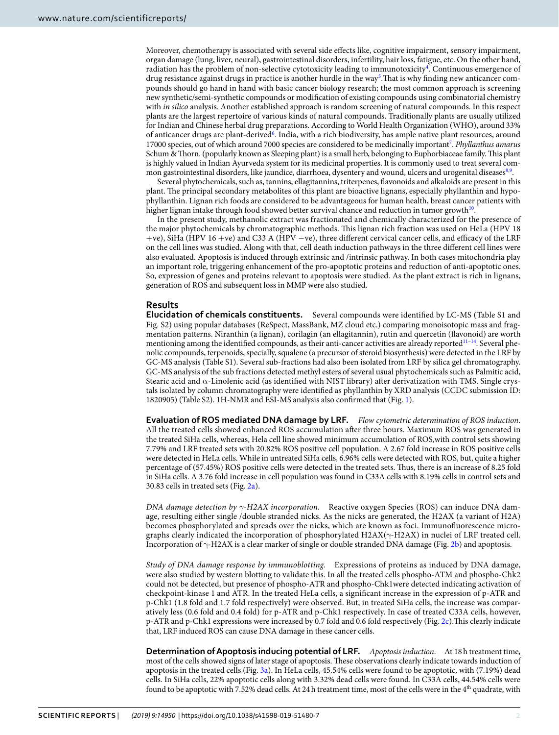Moreover, chemotherapy is associated with several side effects like, cognitive impairment, sensory impairment, organ damage (lung, liver, neural), gastrointestinal disorders, infertility, hair loss, fatigue, etc. On the other hand, radiation has the problem of non-selective cytotoxicity leading to immunotoxicity[4]. Continuous emergence of drug resistance against drugs in practice is another hurdle in the way[5].That is why finding new anticancer compounds should go hand in hand with basic cancer biology research; the most common approach is screening new synthetic/semi-synthetic compounds or modification of existing compounds using combinatorial chemistry with *in silico* analysis. Another established approach is random screening of natural compounds. In this respect plants are the largest repertoire of various kinds of natural compounds. Traditionally plants are usually utilized for Indian and Chinese herbal drug preparations. According to World Health Organization (WHO), around 33% of anticancer drugs are plant-derived[6]. India, with a rich biodiversity, has ample native plant resources, around 17000 species, out of which around 7000 species are considered to be medicinally important[7]. *Phyllanthus amarus* Schum & Thorn. (popularly known as Sleeping plant) is a small herb, belonging to Euphorbiaceae family. This plant is highly valued in Indian Ayurveda system for its medicinal properties. It is commonly used to treat several common gastrointestinal disorders, like jaundice, diarrhoea, dysentery and wound, ulcers and urogenital diseases[8,9].

Several phytochemicals, such as, tannins, ellagitannins, triterpenes, flavonoids and alkaloids are present in this plant. The principal secondary metabolites of this plant are bioactive lignans, especially phyllanthin and hypophyllanthin. Lignan rich foods are considered to be advantageous for human health, breast cancer patients with higher lignan intake through food showed better survival chance and reduction in tumor growth[10].

In the present study, methanolic extract was fractionated and chemically characterized for the presence of the major phytochemicals by chromatographic methods. This lignan rich fraction was used on HeLa (HPV 18 +ve), SiHa (HPV 16 +ve) and C33 A (HPV −ve), three different cervical cancer cells, and efficacy of the LRF on the cell lines was studied. Along with that, cell death induction pathways in the three different cell lines were also evaluated. Apoptosis is induced through extrinsic and /intrinsic pathway. In both cases mitochondria play an important role, triggering enhancement of the pro-apoptotic proteins and reduction of anti-apoptotic ones. So, expression of genes and proteins relevant to apoptosis were studied. As the plant extract is rich in lignans, generation of ROS and subsequent loss in MMP were also studied.

## Results

**Elucidation of chemicals constituents.** Several compounds were identified by LC-MS (Table S1 and Fig. S2) using popular databases (ReSpect, MassBank, MZ cloud etc.) comparing monoisotopic mass and fragmentation patterns. Niranthin (a lignan), corilagin (an ellagitannin), rutin and quercetin (flavonoid) are worth mentioning among the identified compounds, as their anti-cancer activities are already reported[11–14]. Several phenolic compounds, terpenoids, specially, squalene (a precursor of steroid biosynthesis) were detected in the LRF by GC-MS analysis (Table S1). Several sub-fractions had also been isolated from LRF by silica gel chromatography. GC-MS analysis of the sub fractions detected methyl esters of several usual phytochemicals such as Palmitic acid, Stearic acid and α-Linolenic acid (as identified with NIST library) after derivatization with TMS. Single crystals isolated by column chromatography were identified as phyllanthin by XRD analysis (CCDC submission ID: 1820905) (Table S2). 1H-NMR and ESI-MS analysis also confirmed that (Fig. 1).

**Evaluation of ROS mediated DNA damage by LRF.** *Flow cytometric determination of ROS induction.* All the treated cells showed enhanced ROS accumulation after three hours. Maximum ROS was generated in the treated SiHa cells, whereas, Hela cell line showed minimum accumulation of ROS,with control sets showing 7.79% and LRF treated sets with 20.82% ROS positive cell population. A 2.67 fold increase in ROS positive cells were detected in HeLa cells. While in untreated SiHa cells, 6.96% cells were detected with ROS, but, quite a higher percentage of (57.45%) ROS positive cells were detected in the treated sets. Thus, there is an increase of 8.25 fold in SiHa cells. A 3.76 fold increase in cell population was found in C33A cells with 8.19% cells in control sets and 30.83 cells in treated sets (Fig. 2a).

*DNA damage detection by γ-H2AX incorporation.* Reactive oxygen Species (ROS) can induce DNA damage, resulting either single /double stranded nicks. As the nicks are generated, the H2AX (a variant of H2A) becomes phosphorylated and spreads over the nicks, which are known as foci. Immunofluorescence micrographs clearly indicated the incorporation of phosphorylated H2AX(γ-H2AX) in nuclei of LRF treated cell. Incorporation of γ-H2AX is a clear marker of single or double stranded DNA damage (Fig. 2b) and apoptosis.

*Study of DNA damage response by immunoblotting.* Expressions of proteins as induced by DNA damage, were also studied by western blotting to validate this. In all the treated cells phospho-ATM and phospho-Chk2 could not be detected, but presence of phospho-ATR and phospho-Chk1were detected indicating activation of checkpoint-kinase 1 and ATR. In the treated HeLa cells, a significant increase in the expression of p-ATR and p-Chk1 (1.8 fold and 1.7 fold respectively) were observed. But, in treated SiHa cells, the increase was comparatively less (0.6 fold and 0.4 fold) for p-ATR and p-Chk1 respectively. In case of treated C33A cells, however, p-ATR and p-Chk1 expressions were increased by 0.7 fold and 0.6 fold respectively (Fig. 2c).This clearly indicate that, LRF induced ROS can cause DNA damage in these cancer cells.

**Determination of Apoptosis inducing potential of LRF.** *Apoptosis induction.* At 18 h treatment time, most of the cells showed signs of later stage of apoptosis. These observations clearly indicate towards induction of apoptosis in the treated cells (Fig. 3a). In HeLa cells, 45.54% cells were found to be apoptotic, with (7.19%) dead cells. In SiHa cells, 22% apoptotic cells along with 3.32% dead cells were found. In C33A cells, 44.54% cells were found to be apoptotic with 7.52% dead cells. At 24 h treatment time, most of the cells were in the 4th quadrate, with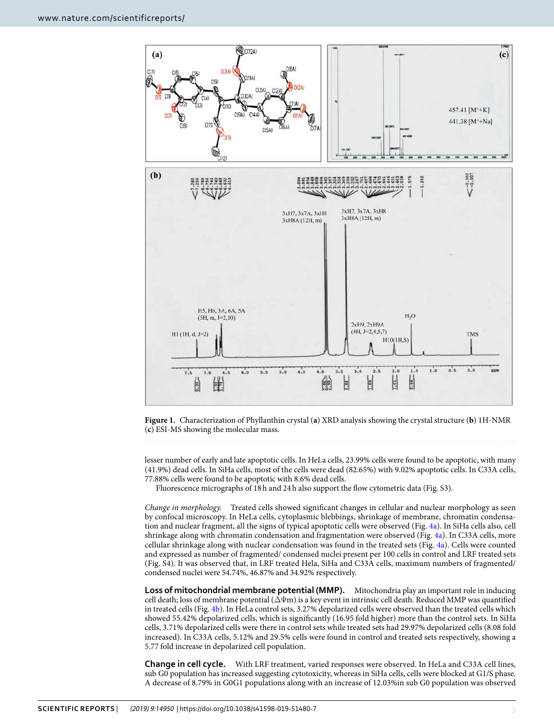Figure 1. Characterization of Phyllanthin crystal (a) XRD analysis showing the crystal structure (b) 1H-NMR (c) ESI-MS showing the molecular mass.

lesser number of early and late apoptotic cells. In HeLa cells, 23.99% cells were found to be apoptotic, with many (41.9%) dead cells. In SiHa cells, most of the cells were dead (82.65%) with 9.02% apoptotic cells. In C33A cells, 77.88% cells were found to be apoptotic with 8.6% dead cells.

Fluorescence micrographs of 18 h and 24 h also support the flow cytometric data (Fig. S3).

*Change in morphology.* Treated cells showed significant changes in cellular and nuclear morphology as seen by confocal microscopy. In HeLa cells, cytoplasmic blebbings, shrinkage of membrane, chromatin condensation and nuclear fragment, all the signs of typical apoptotic cells were observed (Fig. 4a). In SiHa cells also, cell shrinkage along with chromatin condensation and fragmentation were observed (Fig. 4a). In C33A cells, more cellular shrinkage along with nuclear condensation was found in the treated sets (Fig. 4a). Cells were counted and expressed as number of fragmented/ condensed nuclei present per 100 cells in control and LRF treated sets (Fig. S4). It was observed that, in LRF treated Hela, SiHa and C33A cells, maximum numbers of fragmented/ condensed nuclei were 54.74%, 46.87% and 34.92% respectively.

**Loss of mitochondrial membrane potential (MMP).** Mitochondria play an important role in inducing cell death; loss of membrane potential ($\Delta\Psi m$) is a key event in intrinsic cell death. Reduced MMP was quantified in treated cells (Fig. 4b). In HeLa control sets, 3.27% depolarized cells were observed than the treated cells which showed 55.42% depolarized cells, which is significantly (16.95 fold higher) more than the control sets. In SiHa cells, 3.71% depolarized cells were there in control sets while treated sets had 29.97% depolarized cells (8.08 fold increased). In C33A cells, 5.12% and 29.5% cells were found in control and treated sets respectively, showing a 5.77 fold increase in depolarized cell population.

**Change in cell cycle.** With LRF treatment, varied responses were observed. In HeLa and C33A cell lines, sub G0 population has increased suggesting cytotoxicity, whereas in SiHa cells, cells were blocked at G1/S phase. A decrease of 8.79% in G0G1 populations along with an increase of 12.03%in sub G0 population was observed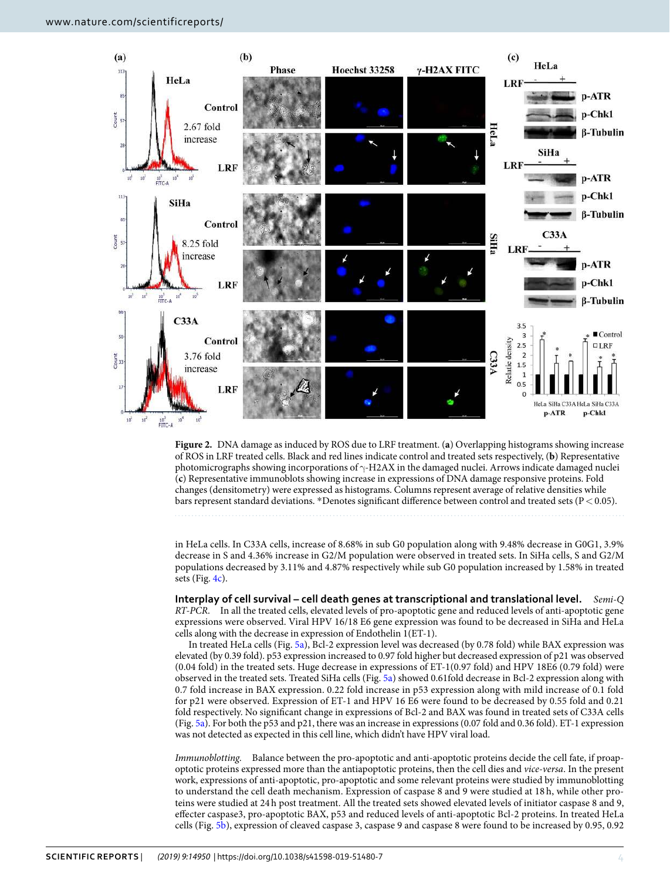**Figure 2.** DNA damage as induced by ROS due to LRF treatment. (**a**) Overlapping histograms showing increase of ROS in LRF treated cells. Black and red lines indicate control and treated sets respectively, (**b**) Representative photomicrographs showing incorporations of γ-H2AX in the damaged nuclei. Arrows indicate damaged nuclei (**c**) Representative immunoblots showing increase in expressions of DNA damage responsive proteins. Fold changes (densitometry) were expressed as histograms. Columns represent average of relative densities while bars represent standard deviations. *Denotes significant difference between control and treated sets ($P < 0.05$).

in HeLa cells. In C33A cells, increase of 8.68% in sub G0 population along with 9.48% decrease in G0G1, 3.9% decrease in S and 4.36% increase in G2/M population were observed in treated sets. In SiHa cells, S and G2/M populations decreased by 3.11% and 4.87% respectively while sub G0 population increased by 1.58% in treated sets (Fig. 4c).

**Interplay of cell survival – cell death genes at transcriptional and translational level.** *Semi-Q RT-PCR.* In all the treated cells, elevated levels of pro-apoptotic gene and reduced levels of anti-apoptotic gene expressions were observed. Viral HPV 16/18 E6 gene expression was found to be decreased in SiHa and HeLa cells along with the decrease in expression of Endothelin 1(ET-1).

In treated HeLa cells (Fig. 5a), Bcl-2 expression level was decreased (by 0.78 fold) while BAX expression was elevated (by 0.39 fold). p53 expression increased to 0.97 fold higher but decreased expression of p21 was observed (0.04 fold) in the treated sets. Huge decrease in expressions of ET-1(0.97 fold) and HPV 18E6 (0.79 fold) were observed in the treated sets. Treated SiHa cells (Fig. 5a) showed 0.61fold decrease in Bcl-2 expression along with 0.7 fold increase in BAX expression. 0.22 fold increase in p53 expression along with mild increase of 0.1 fold for p21 were observed. Expression of ET-1 and HPV 16 E6 were found to be decreased by 0.55 fold and 0.21 fold respectively. No significant change in expressions of Bcl-2 and BAX was found in treated sets of C33A cells (Fig. 5a). For both the p53 and p21, there was an increase in expressions (0.07 fold and 0.36 fold). ET-1 expression was not detected as expected in this cell line, which didn't have HPV viral load.

*Immunoblotting.* Balance between the pro-apoptotic and anti-apoptotic proteins decide the cell fate, if proapoptotic proteins expressed more than the antiapoptotic proteins, then the cell dies and *vice-versa*. In the present work, expressions of anti-apoptotic, pro-apoptotic and some relevant proteins were studied by immunoblotting to understand the cell death mechanism. Expression of caspase 8 and 9 were studied at 18 h, while other proteins were studied at 24 h post treatment. All the treated sets showed elevated levels of initiator caspase 8 and 9, effecter caspase3, pro-apoptotic BAX, p53 and reduced levels of anti-apoptotic Bcl-2 proteins. In treated HeLa cells (Fig. 5b), expression of cleaved caspase 3, caspase 9 and caspase 8 were found to be increased by 0.95, 0.92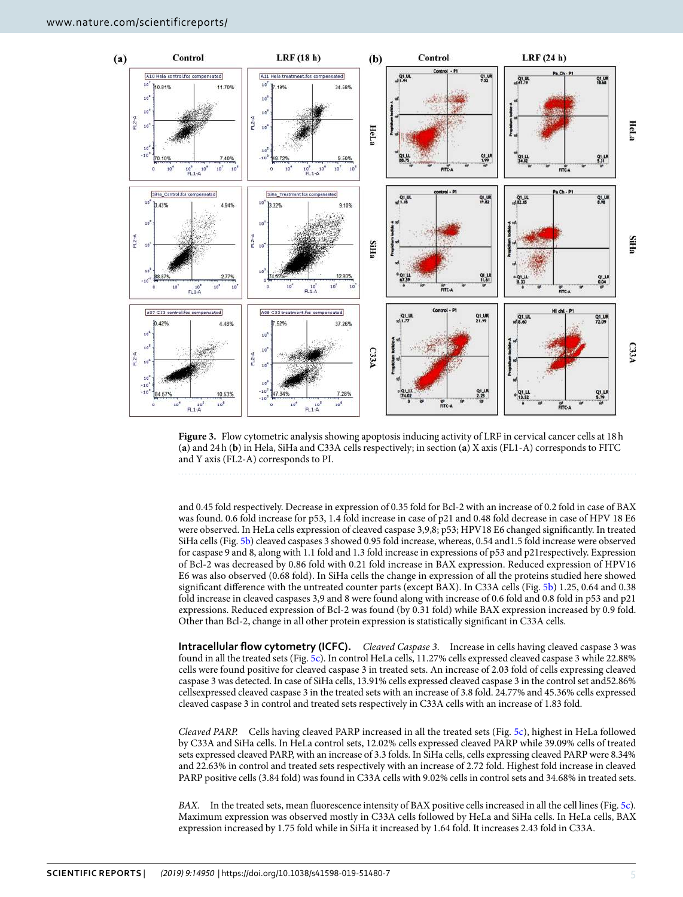**Figure 3.** Flow cytometric analysis showing apoptosis inducing activity of LRF in cervical cancer cells at 18 h (**a**) and 24 h (**b**) in Hela, SiHa and C33A cells respectively; in section (**a**) X axis (FL1-A) corresponds to FITC and Y axis (FL2-A) corresponds to PI.

and 0.45 fold respectively. Decrease in expression of 0.35 fold for Bcl-2 with an increase of 0.2 fold in case of BAX was found. 0.6 fold increase for p53, 1.4 fold increase in case of p21 and 0.48 fold decrease in case of HPV 18 E6 were observed. In HeLa cells expression of cleaved caspase 3,9,8; p53; HPV18 E6 changed significantly. In treated SiHa cells (Fig. 5b) cleaved caspases 3 showed 0.95 fold increase, whereas, 0.54 and1.5 fold increase were observed for caspase 9 and 8, along with 1.1 fold and 1.3 fold increase in expressions of p53 and p21respectively. Expression of Bcl-2 was decreased by 0.86 fold with 0.21 fold increase in BAX expression. Reduced expression of HPV16 E6 was also observed (0.68 fold). In SiHa cells the change in expression of all the proteins studied here showed significant difference with the untreated counter parts (except BAX). In C33A cells (Fig. 5b) 1.25, 0.64 and 0.38 fold increase in cleaved caspases 3,9 and 8 were found along with increase of 0.6 fold and 0.8 fold in p53 and p21 expressions. Reduced expression of Bcl-2 was found (by 0.31 fold) while BAX expression increased by 0.9 fold. Other than Bcl-2, change in all other protein expression is statistically significant in C33A cells.

**Intracellular flow cytometry (ICFC).** *Cleaved Caspase 3.* Increase in cells having cleaved caspase 3 was found in all the treated sets (Fig. 5c). In control HeLa cells, 11.27% cells expressed cleaved caspase 3 while 22.88% cells were found positive for cleaved caspase 3 in treated sets. An increase of 2.03 fold of cells expressing cleaved caspase 3 was detected. In case of SiHa cells, 13.91% cells expressed cleaved caspase 3 in the control set and52.86% cellsexpressed cleaved caspase 3 in the treated sets with an increase of 3.8 fold. 24.77% and 45.36% cells expressed cleaved caspase 3 in control and treated sets respectively in C33A cells with an increase of 1.83 fold.

*Cleaved PARP.* Cells having cleaved PARP increased in all the treated sets (Fig. 5c), highest in HeLa followed by C33A and SiHa cells. In HeLa control sets, 12.02% cells expressed cleaved PARP while 39.09% cells of treated sets expressed cleaved PARP, with an increase of 3.3 folds. In SiHa cells, cells expressing cleaved PARP were 8.34% and 22.63% in control and treated sets respectively with an increase of 2.72 fold. Highest fold increase in cleaved PARP positive cells (3.84 fold) was found in C33A cells with 9.02% cells in control sets and 34.68% in treated sets.

*BAX.* In the treated sets, mean fluorescence intensity of BAX positive cells increased in all the cell lines (Fig. 5c). Maximum expression was observed mostly in C33A cells followed by HeLa and SiHa cells. In HeLa cells, BAX expression increased by 1.75 fold while in SiHa it increased by 1.64 fold. It increases 2.43 fold in C33A.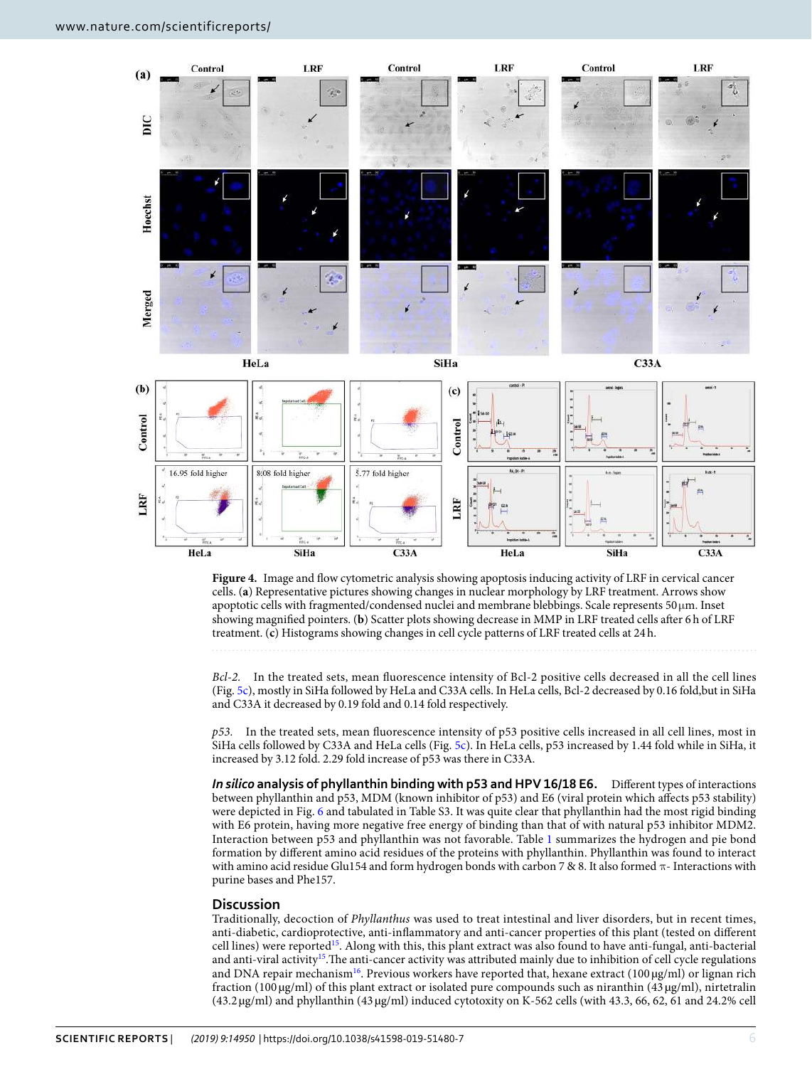**Figure 4.** Image and flow cytometric analysis showing apoptosis inducing activity of LRF in cervical cancer cells. (**a**) Representative pictures showing changes in nuclear morphology by LRF treatment. Arrows show apoptotic cells with fragmented/condensed nuclei and membrane blebbings. Scale represents 50 µm. Inset showing magnified pointers. (**b**) Scatter plots showing decrease in MMP in LRF treated cells after 6 h of LRF treatment. (**c**) Histograms showing changes in cell cycle patterns of LRF treated cells at 24 h.

*Bcl-2.* In the treated sets, mean fluorescence intensity of Bcl-2 positive cells decreased in all the cell lines (Fig. 5c), mostly in SiHa followed by HeLa and C33A cells. In HeLa cells, Bcl-2 decreased by 0.16 fold,but in SiHa and C33A it decreased by 0.19 fold and 0.14 fold respectively.

*p53.* In the treated sets, mean fluorescence intensity of p53 positive cells increased in all cell lines, most in SiHa cells followed by C33A and HeLa cells (Fig. 5c). In HeLa cells, p53 increased by 1.44 fold while in SiHa, it increased by 3.12 fold. 2.29 fold increase of p53 was there in C33A.

***In silico* analysis of phyllanthin binding with p53 and HPV 16/18 E6.** Different types of interactions between phyllanthin and p53, MDM (known inhibitor of p53) and E6 (viral protein which affects p53 stability) were depicted in Fig. 6 and tabulated in Table S3. It was quite clear that phyllanthin had the most rigid binding with E6 protein, having more negative free energy of binding than that of with natural p53 inhibitor MDM2. Interaction between p53 and phyllanthin was not favorable. Table 1 summarizes the hydrogen and pie bond formation by different amino acid residues of the proteins with phyllanthin. Phyllanthin was found to interact with amino acid residue Glu154 and form hydrogen bonds with carbon 7 & 8. It also formed π- Interactions with purine bases and Phe157.

## Discussion

Traditionally, decoction of *Phyllanthus* was used to treat intestinal and liver disorders, but in recent times, anti-diabetic, cardioprotective, anti-inflammatory and anti-cancer properties of this plant (tested on different cell lines) were reported[15]. Along with this, this plant extract was also found to have anti-fungal, anti-bacterial and anti-viral activity[15].The anti-cancer activity was attributed mainly due to inhibition of cell cycle regulations and DNA repair mechanism[16]. Previous workers have reported that, hexane extract (100 µg/ml) or lignan rich fraction (100 µg/ml) of this plant extract or isolated pure compounds such as niranthin (43 µg/ml), nirtetralin (43.2 µg/ml) and phyllanthin (43 µg/ml) induced cytotoxity on K-562 cells (with 43.3, 66, 62, 61 and 24.2% cell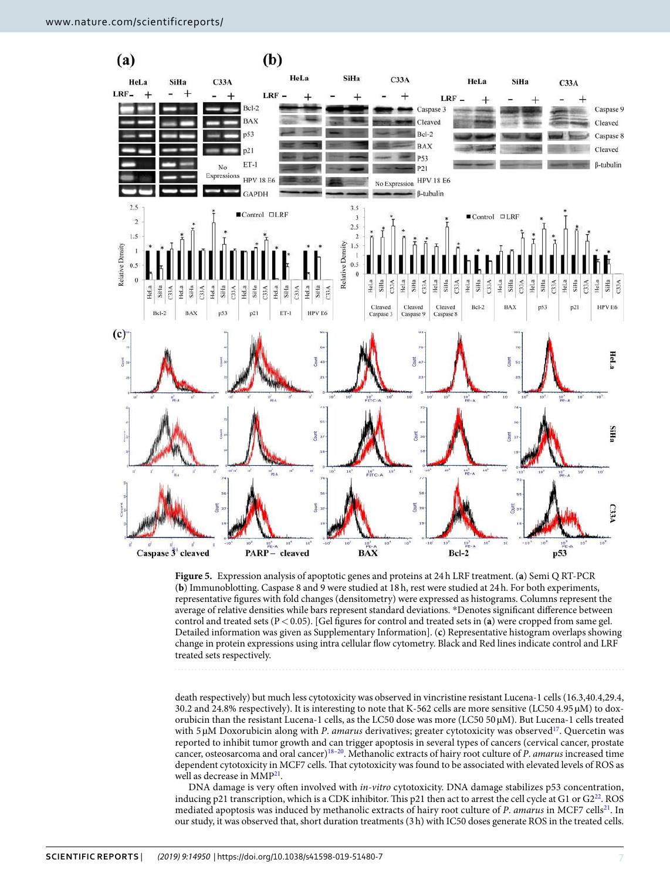**Figure 5.** Expression analysis of apoptotic genes and proteins at 24 h LRF treatment. (**a**) Semi Q RT-PCR (**b**) Immunoblotting. Caspase 8 and 9 were studied at 18 h, rest were studied at 24 h. For both experiments, representative figures with fold changes (densitometry) were expressed as histograms. Columns represent the average of relative densities while bars represent standard deviations. *Denotes significant difference between control and treated sets ($P < 0.05$). [Gel figures for control and treated sets in (**a**) were cropped from same gel. Detailed information was given as Supplementary Information]. (**c**) Representative histogram overlaps showing change in protein expressions using intra cellular flow cytometry. Black and Red lines indicate control and LRF treated sets respectively.

death respectively) but much less cytotoxicity was observed in vincristine resistant Lucena-1 cells (16.3,40.4,29.4, 30.2 and 24.8% respectively). It is interesting to note that K-562 cells are more sensitive (LC50 4.95 μM) to doxorubicin than the resistant Lucena-1 cells, as the LC50 dose was more (LC50 50 μM). But Lucena-1 cells treated with 5 μM Doxorubicin along with *P. amarus* derivatives; greater cytotoxicity was observed[17]. Quercetin was reported to inhibit tumor growth and can trigger apoptosis in several types of cancers (cervical cancer, prostate cancer, osteosarcoma and oral cancer)[18–20]. Methanolic extracts of hairy root culture of *P. amarus* increased time dependent cytotoxicity in MCF7 cells. That cytotoxicity was found to be associated with elevated levels of ROS as well as decrease in MMP[21].

DNA damage is very often involved with *in-vitro* cytotoxicity. DNA damage stabilizes p53 concentration, inducing p21 transcription, which is a CDK inhibitor. This p21 then act to arrest the cell cycle at G1 or G2[22]. ROS mediated apoptosis was induced by methanolic extracts of hairy root culture of *P. amarus* in MCF7 cells[21]. In our study, it was observed that, short duration treatments (3 h) with IC50 doses generate ROS in the treated cells.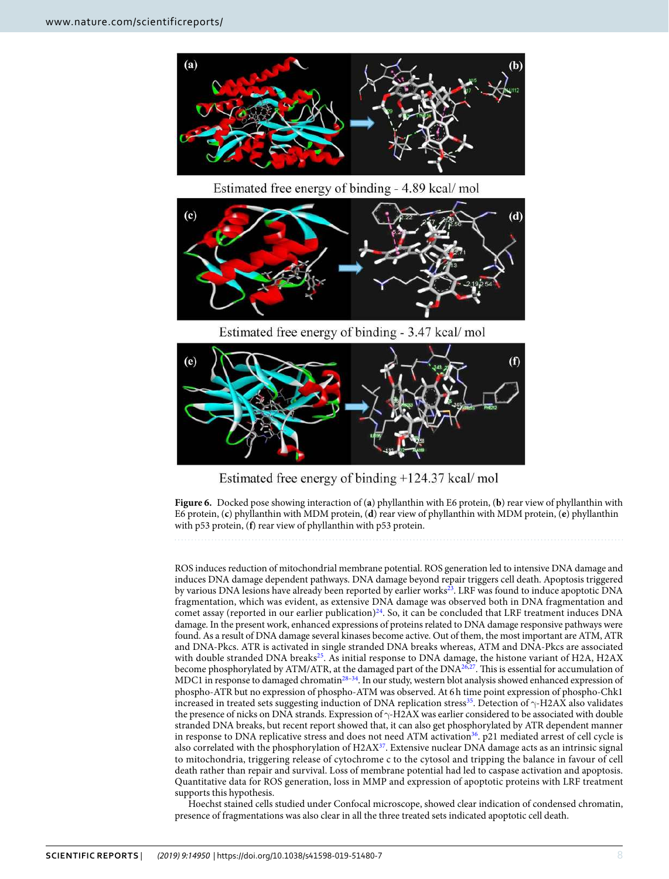Estimated free energy of binding - 4.89 kcal/ mol

Estimated free energy of binding - 3.47 kcal/ mol

Estimated free energy of binding +124.37 kcal/ mol

**Figure 6.** Docked pose showing interaction of (**a**) phyllanthin with E6 protein, (**b**) rear view of phyllanthin with E6 protein, (**c**) phyllanthin with MDM protein, (**d**) rear view of phyllanthin with MDM protein, (**e**) phyllanthin with p53 protein, (**f**) rear view of phyllanthin with p53 protein.

ROS induces reduction of mitochondrial membrane potential. ROS generation led to intensive DNA damage and induces DNA damage dependent pathways. DNA damage beyond repair triggers cell death. Apoptosis triggered by various DNA lesions have already been reported by earlier works[23]. LRF was found to induce apoptotic DNA fragmentation, which was evident, as extensive DNA damage was observed both in DNA fragmentation and comet assay (reported in our earlier publication)[24]. So, it can be concluded that LRF treatment induces DNA damage. In the present work, enhanced expressions of proteins related to DNA damage responsive pathways were found. As a result of DNA damage several kinases become active. Out of them, the most important are ATM, ATR and DNA-Pkcs. ATR is activated in single stranded DNA breaks whereas, ATM and DNA-Pkcs are associated with double stranded DNA breaks[25]. As initial response to DNA damage, the histone variant of H2A, H2AX become phosphorylated by ATM/ATR, at the damaged part of the DNA[26,27]. This is essential for accumulation of MDC1 in response to damaged chromatin[28–34]. In our study, western blot analysis showed enhanced expression of phospho-ATR but no expression of phospho-ATM was observed. At 6 h time point expression of phospho-Chk1 increased in treated sets suggesting induction of DNA replication stress[35]. Detection of γ-H2AX also validates the presence of nicks on DNA strands. Expression of γ-H2AX was earlier considered to be associated with double stranded DNA breaks, but recent report showed that, it can also get phosphorylated by ATR dependent manner in response to DNA replicative stress and does not need ATM activation[36]. p21 mediated arrest of cell cycle is also correlated with the phosphorylation of H2AX[37]. Extensive nuclear DNA damage acts as an intrinsic signal to mitochondria, triggering release of cytochrome c to the cytosol and tripping the balance in favour of cell death rather than repair and survival. Loss of membrane potential had led to caspase activation and apoptosis. Quantitative data for ROS generation, loss in MMP and expression of apoptotic proteins with LRF treatment supports this hypothesis.

Hoechst stained cells studied under Confocal microscope, showed clear indication of condensed chromatin, presence of fragmentations was also clear in all the three treated sets indicated apoptotic cell death.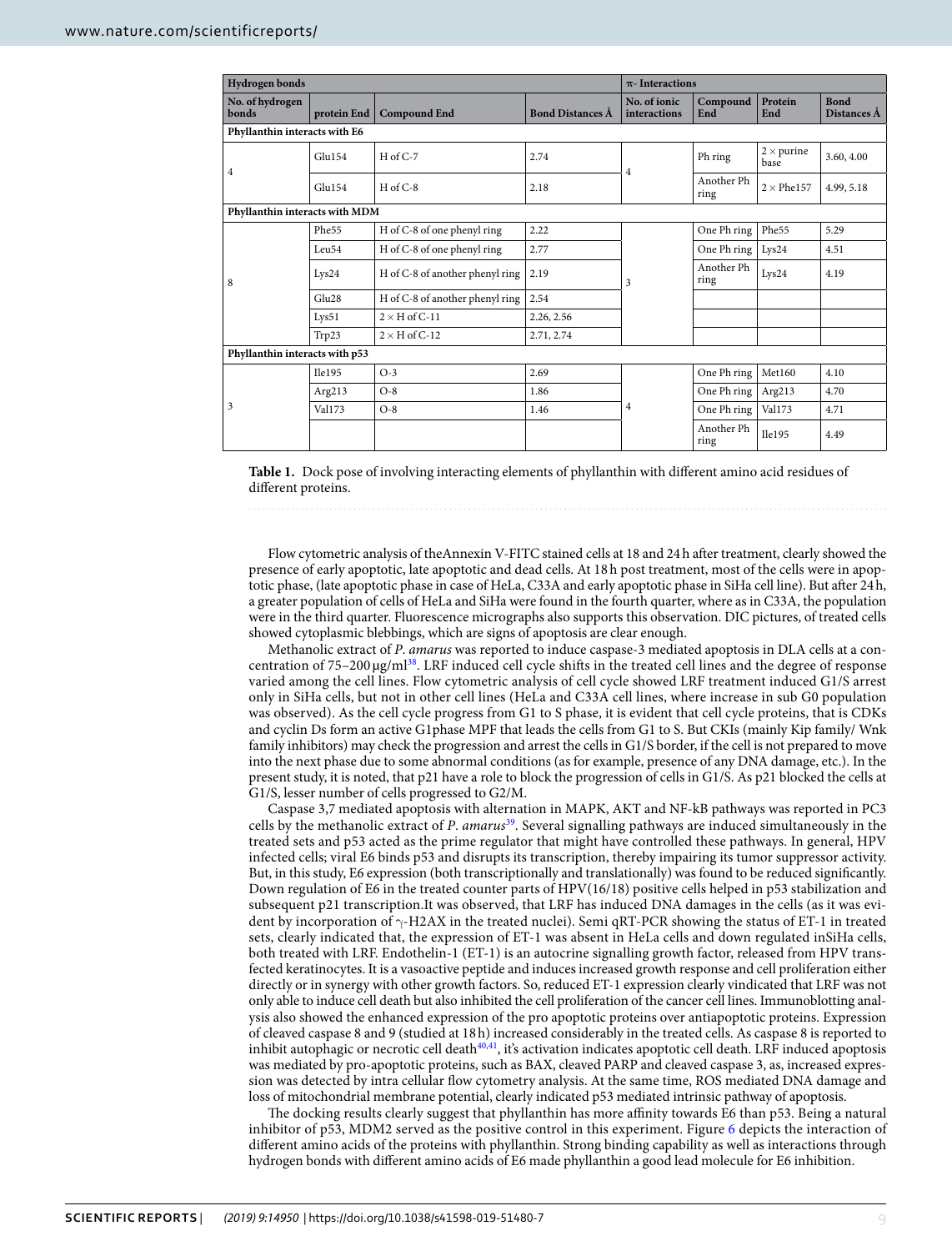| Hydrogen bonds | | | | π- Interactions | | | |
|---|---|---|---|---|---|---|---|
| No. of hydrogen bonds | protein End | Compound End | Bond Distances Å | No. of ionic interactions | Compound End | Protein End | Bond Distances Å |
| **Phyllanthin interacts with E6** | | | | | | | |
| 4 | Glu154 | H of C-7 | 2.74 | 4 | Ph ring | 2 × purine base | 3.60, 4.00 |
| | Glu154 | H of C-8 | 2.18 | | Another Ph ring | 2 × Phe157 | 4.99, 5.18 |
| **Phyllanthin interacts with MDM** | | | | | | | |
| 8 | Phe55 | H of C-8 of one phenyl ring | 2.22 | 3 | One Ph ring | Phe55 | 5.29 |
| | Leu54 | H of C-8 of one phenyl ring | 2.77 | | One Ph ring | Lys24 | 4.51 |
| | Lys24 | H of C-8 of another phenyl ring | 2.19 | | Another Ph ring | Lys24 | 4.19 |
| | Glu28 | H of C-8 of another phenyl ring | 2.54 | | | | |
| | Lys51 | 2 × H of C-11 | 2.26, 2.56 | | | | |
| | Trp23 | 2 × H of C-12 | 2.71, 2.74 | | | | |
| **Phyllanthin interacts with p53** | | | | | | | |
| 3 | Ile195 | O-3 | 2.69 | 4 | One Ph ring | Met160 | 4.10 |
| | Arg213 | O-8 | 1.86 | | One Ph ring | Arg213 | 4.70 |
| | Val173 | O-8 | 1.46 | | One Ph ring | Val173 | 4.71 |
| | | | | | Another Ph ring | Ile195 | 4.49 |

**Table 1.** Dock pose of involving interacting elements of phyllanthin with different amino acid residues of different proteins.

Flow cytometric analysis of theAnnexin V-FITC stained cells at 18 and 24 h after treatment, clearly showed the presence of early apoptotic, late apoptotic and dead cells. At 18 h post treatment, most of the cells were in apoptotic phase, (late apoptotic phase in case of HeLa, C33A and early apoptotic phase in SiHa cell line). But after 24 h, a greater population of cells of HeLa and SiHa were found in the fourth quarter, where as in C33A, the population were in the third quarter. Fluorescence micrographs also supports this observation. DIC pictures, of treated cells showed cytoplasmic blebbings, which are signs of apoptosis are clear enough.

Methanolic extract of *P. amarus* was reported to induce caspase-3 mediated apoptosis in DLA cells at a concentration of 75–200 μg/ml[38]. LRF induced cell cycle shifts in the treated cell lines and the degree of response varied among the cell lines. Flow cytometric analysis of cell cycle showed LRF treatment induced G1/S arrest only in SiHa cells, but not in other cell lines (HeLa and C33A cell lines, where increase in sub G0 population was observed). As the cell cycle progress from G1 to S phase, it is evident that cell cycle proteins, that is CDKs and cyclin Ds form an active G1phase MPF that leads the cells from G1 to S. But CKIs (mainly Kip family/ Wnk family inhibitors) may check the progression and arrest the cells in G1/S border, if the cell is not prepared to move into the next phase due to some abnormal conditions (as for example, presence of any DNA damage, etc.). In the present study, it is noted, that p21 have a role to block the progression of cells in G1/S. As p21 blocked the cells at G1/S, lesser number of cells progressed to G2/M.

Caspase 3,7 mediated apoptosis with alternation in MAPK, AKT and NF-kB pathways was reported in PC3 cells by the methanolic extract of *P. amarus*[39]. Several signalling pathways are induced simultaneously in the treated sets and p53 acted as the prime regulator that might have controlled these pathways. In general, HPV infected cells; viral E6 binds p53 and disrupts its transcription, thereby impairing its tumor suppressor activity. But, in this study, E6 expression (both transcriptionally and translationally) was found to be reduced significantly. Down regulation of E6 in the treated counter parts of HPV(16/18) positive cells helped in p53 stabilization and subsequent p21 transcription.It was observed, that LRF has induced DNA damages in the cells (as it was evident by incorporation of γ-H2AX in the treated nuclei). Semi qRT-PCR showing the status of ET-1 in treated sets, clearly indicated that, the expression of ET-1 was absent in HeLa cells and down regulated inSiHa cells, both treated with LRF. Endothelin-1 (ET-1) is an autocrine signalling growth factor, released from HPV transfected keratinocytes. It is a vasoactive peptide and induces increased growth response and cell proliferation either directly or in synergy with other growth factors. So, reduced ET-1 expression clearly vindicated that LRF was not only able to induce cell death but also inhibited the cell proliferation of the cancer cell lines. Immunoblotting analysis also showed the enhanced expression of the pro apoptotic proteins over antiapoptotic proteins. Expression of cleaved caspase 8 and 9 (studied at 18 h) increased considerably in the treated cells. As caspase 8 is reported to inhibit autophagic or necrotic cell death[40,41], it's activation indicates apoptotic cell death. LRF induced apoptosis was mediated by pro-apoptotic proteins, such as BAX, cleaved PARP and cleaved caspase 3, as, increased expression was detected by intra cellular flow cytometry analysis. At the same time, ROS mediated DNA damage and loss of mitochondrial membrane potential, clearly indicated p53 mediated intrinsic pathway of apoptosis.

The docking results clearly suggest that phyllanthin has more affinity towards E6 than p53. Being a natural inhibitor of p53, MDM2 served as the positive control in this experiment. Figure 6 depicts the interaction of different amino acids of the proteins with phyllanthin. Strong binding capability as well as interactions through hydrogen bonds with different amino acids of E6 made phyllanthin a good lead molecule for E6 inhibition.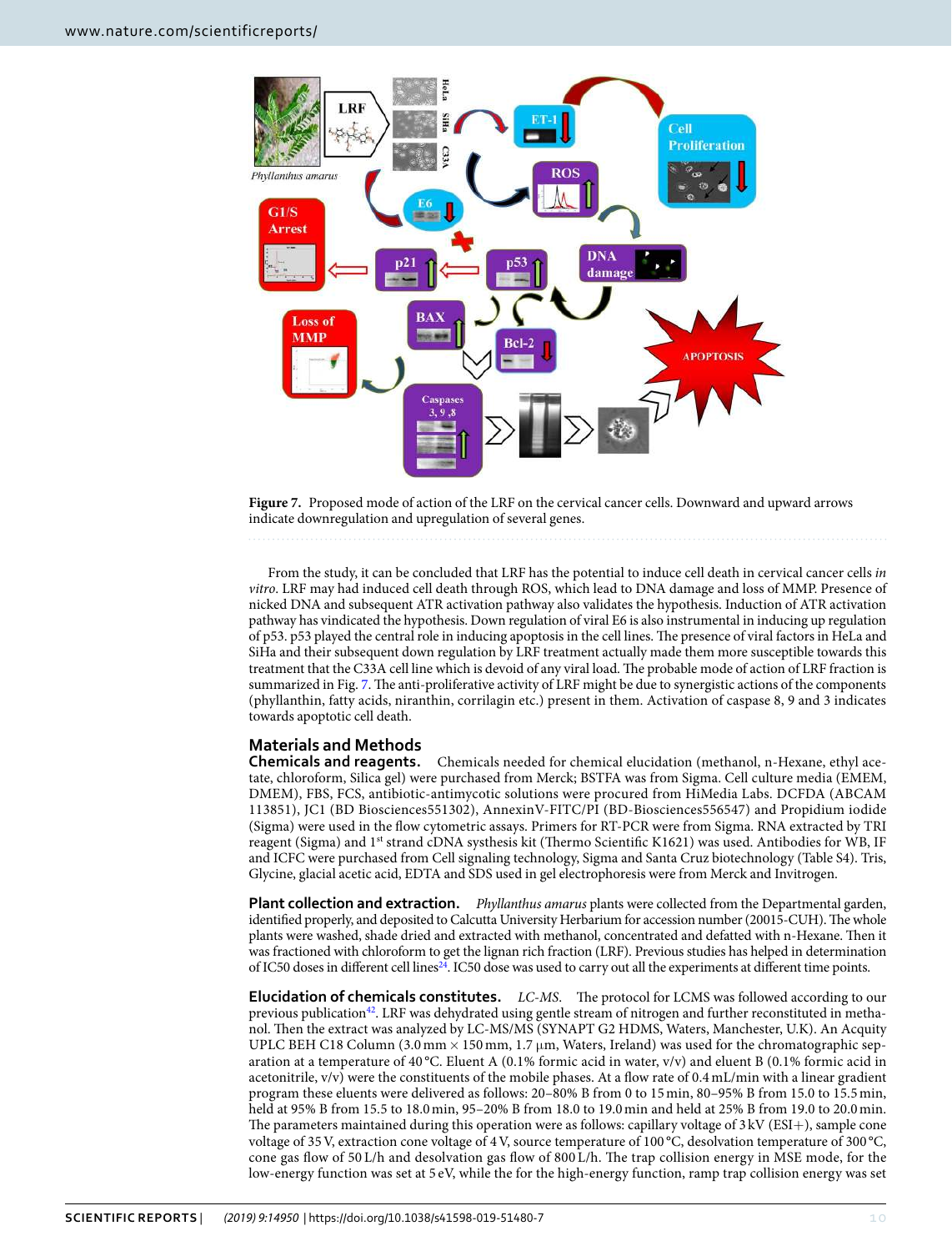**Figure 7.** Proposed mode of action of the LRF on the cervical cancer cells. Downward and upward arrows indicate downregulation and upregulation of several genes.

From the study, it can be concluded that LRF has the potential to induce cell death in cervical cancer cells *in vitro*. LRF may had induced cell death through ROS, which lead to DNA damage and loss of MMP. Presence of nicked DNA and subsequent ATR activation pathway also validates the hypothesis. Induction of ATR activation pathway has vindicated the hypothesis. Down regulation of viral E6 is also instrumental in inducing up regulation of p53. p53 played the central role in inducing apoptosis in the cell lines. The presence of viral factors in HeLa and SiHa and their subsequent down regulation by LRF treatment actually made them more susceptible towards this treatment that the C33A cell line which is devoid of any viral load. The probable mode of action of LRF fraction is summarized in Fig. 7. The anti-proliferative activity of LRF might be due to synergistic actions of the components (phyllanthin, fatty acids, niranthin, corrilagin etc.) present in them. Activation of caspase 8, 9 and 3 indicates towards apoptotic cell death.

## Materials and Methods

**Chemicals and reagents.** Chemicals needed for chemical elucidation (methanol, n-Hexane, ethyl acetate, chloroform, Silica gel) were purchased from Merck; BSTFA was from Sigma. Cell culture media (EMEM, DMEM), FBS, FCS, antibiotic-antimycotic solutions were procured from HiMedia Labs. DCFDA (ABCAM 113851), JC1 (BD Biosciences551302), AnnexinV-FITC/PI (BD-Biosciences556547) and Propidium iodide (Sigma) were used in the flow cytometric assays. Primers for RT-PCR were from Sigma. RNA extracted by TRI reagent (Sigma) and 1st strand cDNA synthesis kit (Thermo Scientific K1621) was used. Antibodies for WB, IF and ICFC were purchased from Cell signaling technology, Sigma and Santa Cruz biotechnology (Table S4). Tris, Glycine, glacial acetic acid, EDTA and SDS used in gel electrophoresis were from Merck and Invitrogen.

**Plant collection and extraction.** *Phyllanthus amarus* plants were collected from the Departmental garden, identified properly, and deposited to Calcutta University Herbarium for accession number (20015-CUH). The whole plants were washed, shade dried and extracted with methanol, concentrated and defatted with n-Hexane. Then it was fractioned with chloroform to get the lignan rich fraction (LRF). Previous studies has helped in determination of IC50 doses in different cell lines[24]. IC50 dose was used to carry out all the experiments at different time points.

**Elucidation of chemicals constitutes.** *LC-MS.* The protocol for LCMS was followed according to our previous publication[42]. LRF was dehydrated using gentle stream of nitrogen and further reconstituted in methanol. Then the extract was analyzed by LC-MS/MS (SYNAPT G2 HDMS, Waters, Manchester, U.K). An Acquity UPLC BEH C18 Column (3.0 mm × 150 mm, 1.7 μm, Waters, Ireland) was used for the chromatographic separation at a temperature of 40 °C. Eluent A (0.1% formic acid in water, v/v) and eluent B (0.1% formic acid in acetonitrile, v/v) were the constituents of the mobile phases. At a flow rate of 0.4 mL/min with a linear gradient program these eluents were delivered as follows: 20–80% B from 0 to 15 min, 80–95% B from 15.0 to 15.5 min, held at 95% B from 15.5 to 18.0 min, 95–20% B from 18.0 to 19.0 min and held at 25% B from 19.0 to 20.0 min. The parameters maintained during this operation were as follows: capillary voltage of 3 kV (ESI+), sample cone voltage of 35 V, extraction cone voltage of 4 V, source temperature of 100 °C, desolvation temperature of 300 °C, cone gas flow of 50 L/h and desolvation gas flow of 800 L/h. The trap collision energy in MSE mode, for the low-energy function was set at 5 eV, while the for the high-energy function, ramp trap collision energy was set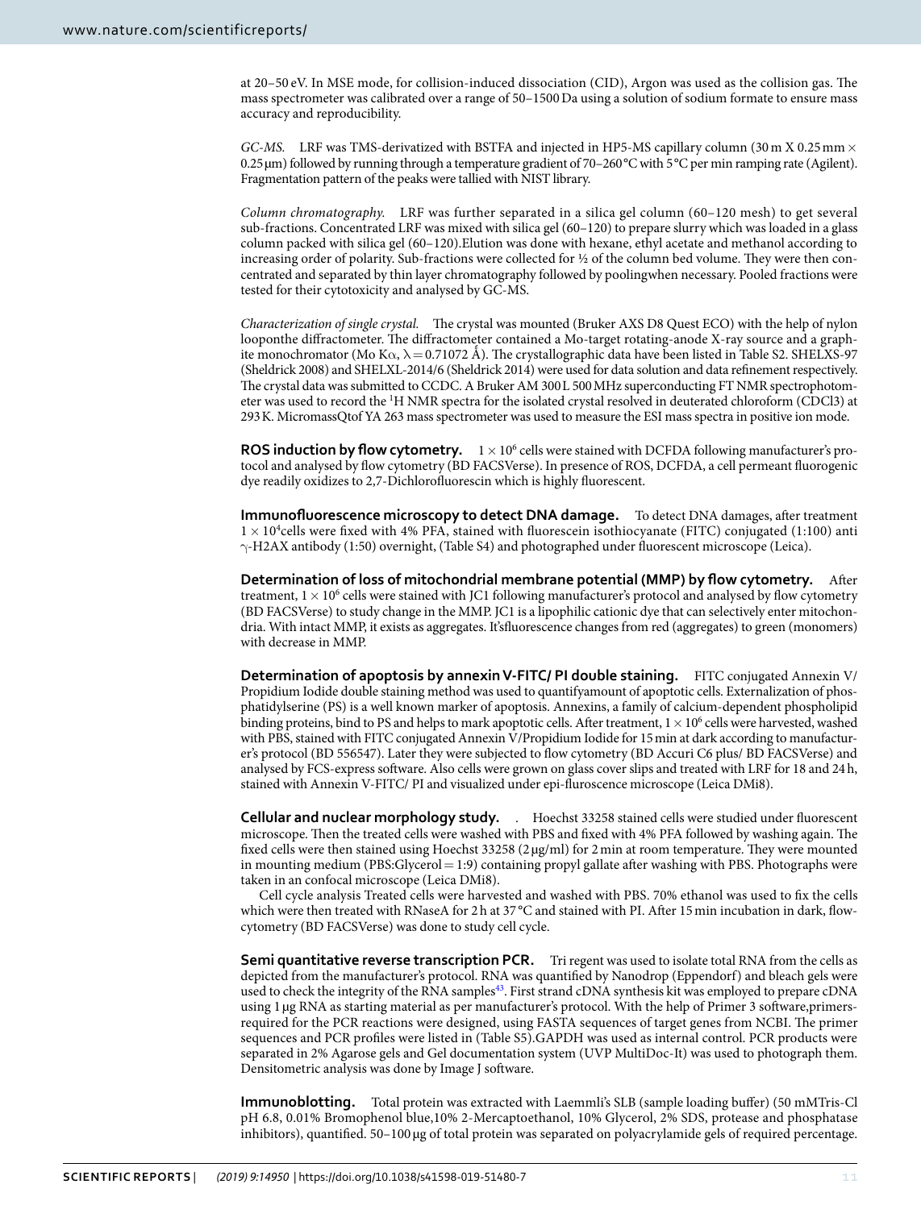at 20–50 eV. In MSE mode, for collision-induced dissociation (CID), Argon was used as the collision gas. The mass spectrometer was calibrated over a range of 50–1500 Da using a solution of sodium formate to ensure mass accuracy and reproducibility.

*GC-MS.* LRF was TMS-derivatized with BSTFA and injected in HP5-MS capillary column (30 m X 0.25 mm × 0.25 μm) followed by running through a temperature gradient of 70–260 °C with 5 °C per min ramping rate (Agilent). Fragmentation pattern of the peaks were tallied with NIST library.

*Column chromatography.* LRF was further separated in a silica gel column (60–120 mesh) to get several sub-fractions. Concentrated LRF was mixed with silica gel (60–120) to prepare slurry which was loaded in a glass column packed with silica gel (60–120).Elution was done with hexane, ethyl acetate and methanol according to increasing order of polarity. Sub-fractions were collected for ½ of the column bed volume. They were then concentrated and separated by thin layer chromatography followed by poolingwhen necessary. Pooled fractions were tested for their cytotoxicity and analysed by GC-MS.

*Characterization of single crystal.* The crystal was mounted (Bruker AXS D8 Quest ECO) with the help of nylon looponthe diffractometer. The diffractometer contained a Mo-target rotating-anode X-ray source and a graphite monochromator (Mo Kα, λ = 0.71072 Å). The crystallographic data have been listed in Table S2. SHELXS-97 (Sheldrick 2008) and SHELXL-2014/6 (Sheldrick 2014) were used for data solution and data refinement respectively. The crystal data was submitted to CCDC. A Bruker AM 300 L 500 MHz superconducting FT NMR spectrophotometer was used to record the $^{1}$H NMR spectra for the isolated crystal resolved in deuterated chloroform (CDCl3) at 293 K. MicromassQtof YA 263 mass spectrometer was used to measure the ESI mass spectra in positive ion mode.

**ROS induction by flow cytometry.** $1 \times 10^6$ cells were stained with DCFDA following manufacturer's protocol and analysed by flow cytometry (BD FACSVerse). In presence of ROS, DCFDA, a cell permeant fluorogenic dye readily oxidizes to 2,7-Dichlorofluorescin which is highly fluorescent.

**Immunofluorescence microscopy to detect DNA damage.** To detect DNA damages, after treatment $1 \times 10^4$cells were fixed with 4% PFA, stained with fluorescein isothiocyanate (FITC) conjugated (1:100) anti γ-H2AX antibody (1:50) overnight, (Table S4) and photographed under fluorescent microscope (Leica).

**Determination of loss of mitochondrial membrane potential (MMP) by flow cytometry.** After treatment, $1 \times 10^6$ cells were stained with JC1 following manufacturer's protocol and analysed by flow cytometry (BD FACSVerse) to study change in the MMP. JC1 is a lipophilic cationic dye that can selectively enter mitochondria. With intact MMP, it exists as aggregates. It'sfluorescence changes from red (aggregates) to green (monomers) with decrease in MMP.

**Determination of apoptosis by annexin V-FITC/ PI double staining.** FITC conjugated Annexin V/ Propidium Iodide double staining method was used to quantifyamount of apoptotic cells. Externalization of phosphatidylserine (PS) is a well known marker of apoptosis. Annexins, a family of calcium-dependent phospholipid binding proteins, bind to PS and helps to mark apoptotic cells. After treatment, $1 \times 10^6$ cells were harvested, washed with PBS, stained with FITC conjugated Annexin V/Propidium Iodide for 15 min at dark according to manufacturer's protocol (BD 556547). Later they were subjected to flow cytometry (BD Accuri C6 plus/ BD FACSVerse) and analysed by FCS-express software. Also cells were grown on glass cover slips and treated with LRF for 18 and 24 h, stained with Annexin V-FITC/ PI and visualized under epi-fluroscence microscope (Leica DMi8).

**Cellular and nuclear morphology study.** . Hoechst 33258 stained cells were studied under fluorescent microscope. Then the treated cells were washed with PBS and fixed with 4% PFA followed by washing again. The fixed cells were then stained using Hoechst 33258 (2 μg/ml) for 2 min at room temperature. They were mounted in mounting medium (PBS:Glycerol = 1:9) containing propyl gallate after washing with PBS. Photographs were taken in an confocal microscope (Leica DMi8).

Cell cycle analysis Treated cells were harvested and washed with PBS. 70% ethanol was used to fix the cells which were then treated with RNaseA for 2 h at 37 °C and stained with PI. After 15 min incubation in dark, flowcytometry (BD FACSVerse) was done to study cell cycle.

**Semi quantitative reverse transcription PCR.** Tri regent was used to isolate total RNA from the cells as depicted from the manufacturer's protocol. RNA was quantified by Nanodrop (Eppendorf) and bleach gels were used to check the integrity of the RNA samples[43]. First strand cDNA synthesis kit was employed to prepare cDNA using 1 μg RNA as starting material as per manufacturer's protocol. With the help of Primer 3 software,primersrequired for the PCR reactions were designed, using FASTA sequences of target genes from NCBI. The primer sequences and PCR profiles were listed in (Table S5).GAPDH was used as internal control. PCR products were separated in 2% Agarose gels and Gel documentation system (UVP MultiDoc-It) was used to photograph them. Densitometric analysis was done by Image J software.

**Immunoblotting.** Total protein was extracted with Laemmli's SLB (sample loading buffer) (50 mMTris-Cl pH 6.8, 0.01% Bromophenol blue,10% 2-Mercaptoethanol, 10% Glycerol, 2% SDS, protease and phosphatase inhibitors), quantified. 50–100 μg of total protein was separated on polyacrylamide gels of required percentage.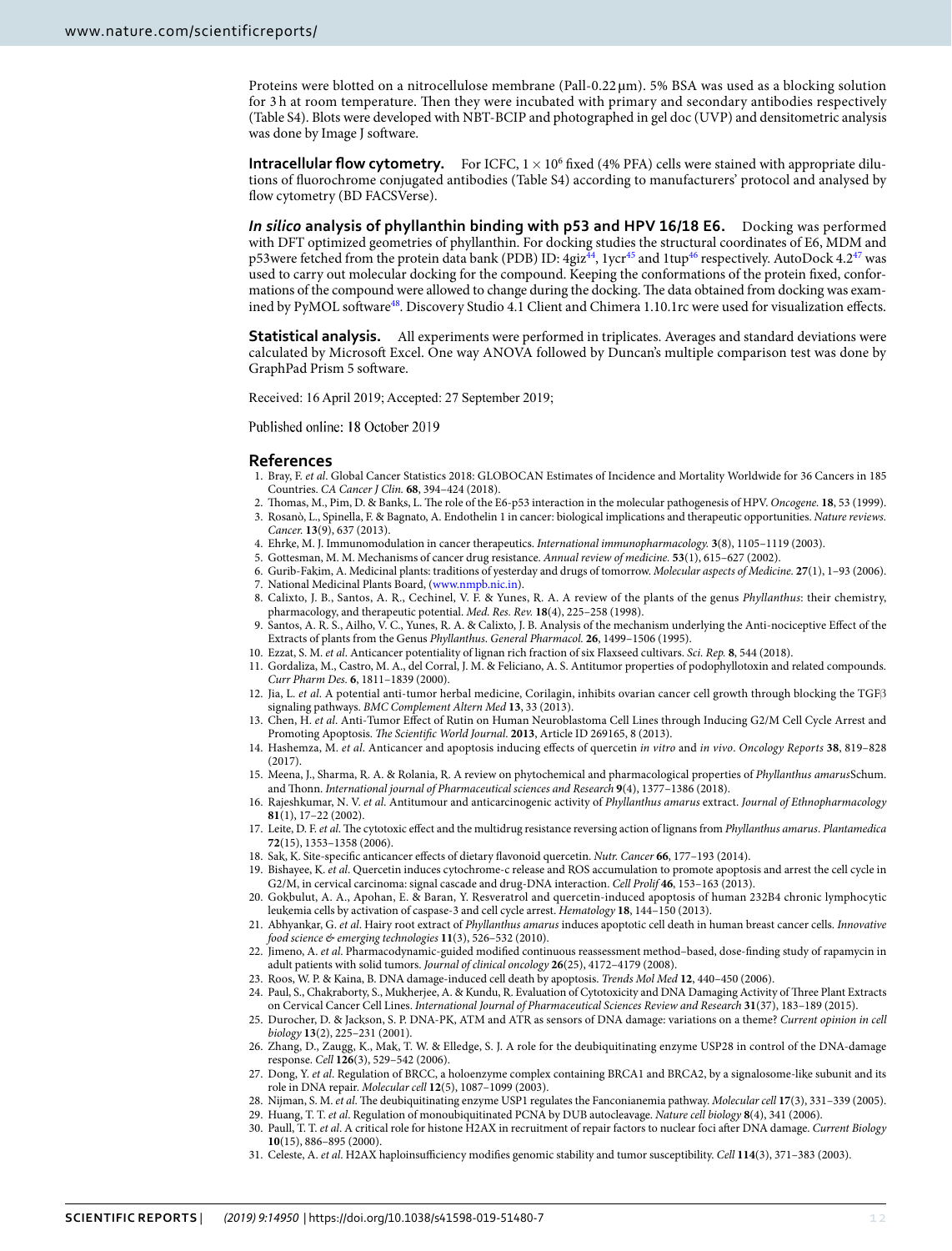Proteins were blotted on a nitrocellulose membrane (Pall-0.22 µm). 5% BSA was used as a blocking solution for 3 h at room temperature. Then they were incubated with primary and secondary antibodies respectively (Table S4). Blots were developed with NBT-BCIP and photographed in gel doc (UVP) and densitometric analysis was done by Image J software.

**Intracellular flow cytometry.** For ICFC, $1 \times 10^6$ fixed (4% PFA) cells were stained with appropriate dilutions of fluorochrome conjugated antibodies (Table S4) according to manufacturers' protocol and analysed by flow cytometry (BD FACSVerse).

***In silico* analysis of phyllanthin binding with p53 and HPV 16/18 E6.** Docking was performed with DFT optimized geometries of phyllanthin. For docking studies the structural coordinates of E6, MDM and p53were fetched from the protein data bank (PDB) ID: 4giz[44], 1ycr[45] and 1tup[46] respectively. AutoDock 4.2[47] was used to carry out molecular docking for the compound. Keeping the conformations of the protein fixed, conformations of the compound were allowed to change during the docking. The data obtained from docking was examined by PyMOL software[48]. Discovery Studio 4.1 Client and Chimera 1.10.1rc were used for visualization effects.

**Statistical analysis.** All experiments were performed in triplicates. Averages and standard deviations were calculated by Microsoft Excel. One way ANOVA followed by Duncan's multiple comparison test was done by GraphPad Prism 5 software.

Received: 16 April 2019; Accepted: 27 September 2019;

Published online: 18 October 2019

## References

1. Bray, F. *et al*. Global Cancer Statistics 2018: GLOBOCAN Estimates of Incidence and Mortality Worldwide for 36 Cancers in 185 Countries. *CA Cancer J Clin.* **68**, 394–424 (2018).
2. Thomas, M., Pim, D. & Banks, L. The role of the E6-p53 interaction in the molecular pathogenesis of HPV. *Oncogene.* **18**, 53 (1999).
3. Rosanò, L., Spinella, F. & Bagnato, A. Endothelin 1 in cancer: biological implications and therapeutic opportunities. *Nature reviews. Cancer.* **13**(9), 637 (2013).
4. Ehrke, M. J. Immunomodulation in cancer therapeutics. *International immunopharmacology.* **3**(8), 1105–1119 (2003).
5. Gottesman, M. M. Mechanisms of cancer drug resistance. *Annual review of medicine.* **53**(1), 615–627 (2002).
6. Gurib-Fakim, A. Medicinal plants: traditions of yesterday and drugs of tomorrow. *Molecular aspects of Medicine.* **27**(1), 1–93 (2006).
7. National Medicinal Plants Board, (www.nmpb.nic.in).
8. Calixto, J. B., Santos, A. R., Cechinel, V. F. & Yunes, R. A. A review of the plants of the genus *Phyllanthus*: their chemistry, pharmacology, and therapeutic potential. *Med. Res. Rev.* **18**(4), 225–258 (1998).
9. Santos, A. R. S., Ailho, V. C., Yunes, R. A. & Calixto, J. B. Analysis of the mechanism underlying the Anti-nociceptive Effect of the Extracts of plants from the Genus *Phyllanthus*. *General Pharmacol.* **26**, 1499–1506 (1995).
10. Ezzat, S. M. *et al*. Anticancer potentiality of lignan rich fraction of six Flaxseed cultivars. *Sci. Rep.* **8**, 544 (2018).
11. Gordaliza, M., Castro, M. A., del Corral, J. M. & Feliciano, A. S. Antitumor properties of podophyllotoxin and related compounds. *Curr Pharm Des.* **6**, 1811–1839 (2000).
12. Jia, L. *et al*. A potential anti-tumor herbal medicine, Corilagin, inhibits ovarian cancer cell growth through blocking the TGFβ signaling pathways. *BMC Complement Altern Med* **13**, 33 (2013).
13. Chen, H. *et al*. Anti-Tumor Effect of Rutin on Human Neuroblastoma Cell Lines through Inducing G2/M Cell Cycle Arrest and Promoting Apoptosis. *The Scientific World Journal.* **2013**, Article ID 269165, 8 (2013).
14. Hashemza, M. *et al*. Anticancer and apoptosis inducing effects of quercetin *in vitro* and *in vivo*. *Oncology Reports* **38**, 819–828 (2017).
15. Meena, J., Sharma, R. A. & Rolania, R. A review on phytochemical and pharmacological properties of *Phyllanthus amarus*Schum. and Thonn. *International journal of Pharmaceutical sciences and Research* **9**(4), 1377–1386 (2018).
16. Rajeshkumar, N. V. *et al*. Antitumour and anticarcinogenic activity of *Phyllanthus amarus* extract. *Journal of Ethnopharmacology* **81**(1), 17–22 (2002).
17. Leite, D. F. *et al*. The cytotoxic effect and the multidrug resistance reversing action of lignans from *Phyllanthus amarus*. *Plantamedica* **72**(15), 1353–1358 (2006).
18. Sak, K. Site-specific anticancer effects of dietary flavonoid quercetin. *Nutr. Cancer* **66**, 177–193 (2014).
19. Bishayee, K. *et al*. Quercetin induces cytochrome-c release and ROS accumulation to promote apoptosis and arrest the cell cycle in G2/M, in cervical carcinoma: signal cascade and drug-DNA interaction. *Cell Prolif* **46**, 153–163 (2013).
20. Gokbulut, A. A., Apohan, E. & Baran, Y. Resveratrol and quercetin-induced apoptosis of human 232B4 chronic lymphocytic leukemia cells by activation of caspase-3 and cell cycle arrest. *Hematology* **18**, 144–150 (2013).
21. Abhyankar, G. *et al*. Hairy root extract of *Phyllanthus amarus* induces apoptotic cell death in human breast cancer cells. *Innovative food science & emerging technologies* **11**(3), 526–532 (2010).
22. Jimeno, A. *et al*. Pharmacodynamic-guided modified continuous reassessment method–based, dose-finding study of rapamycin in adult patients with solid tumors. *Journal of clinical oncology* **26**(25), 4172–4179 (2008).
23. Roos, W. P. & Kaina, B. DNA damage-induced cell death by apoptosis. *Trends Mol Med* **12**, 440–450 (2006).
24. Paul, S., Chakraborty, S., Mukherjee, A. & Kundu, R. Evaluation of Cytotoxicity and DNA Damaging Activity of Three Plant Extracts on Cervical Cancer Cell Lines. *International Journal of Pharmaceutical Sciences Review and Research* **31**(37), 183–189 (2015).
25. Durocher, D. & Jackson, S. P. DNA-PK, ATM and ATR as sensors of DNA damage: variations on a theme? *Current opinion in cell biology* **13**(2), 225–231 (2001).
26. Zhang, D., Zaugg, K., Mak, T. W. & Elledge, S. J. A role for the deubiquitinating enzyme USP28 in control of the DNA-damage response. *Cell* **126**(3), 529–542 (2006).
27. Dong, Y. *et al*. Regulation of BRCC, a holoenzyme complex containing BRCA1 and BRCA2, by a signalosome-like subunit and its role in DNA repair. *Molecular cell* **12**(5), 1087–1099 (2003).
28. Nijman, S. M. *et al*. The deubiquitinating enzyme USP1 regulates the Fanconianemia pathway. *Molecular cell* **17**(3), 331–339 (2005).
29. Huang, T. T. *et al*. Regulation of monoubiquitinated PCNA by DUB autocleavage. *Nature cell biology* **8**(4), 341 (2006).
30. Paull, T. T. *et al*. A critical role for histone H2AX in recruitment of repair factors to nuclear foci after DNA damage. *Current Biology* **10**(15), 886–895 (2000).
31. Celeste, A. *et al*. H2AX haploinsufficiency modifies genomic stability and tumor susceptibility. *Cell* **114**(3), 371–383 (2003).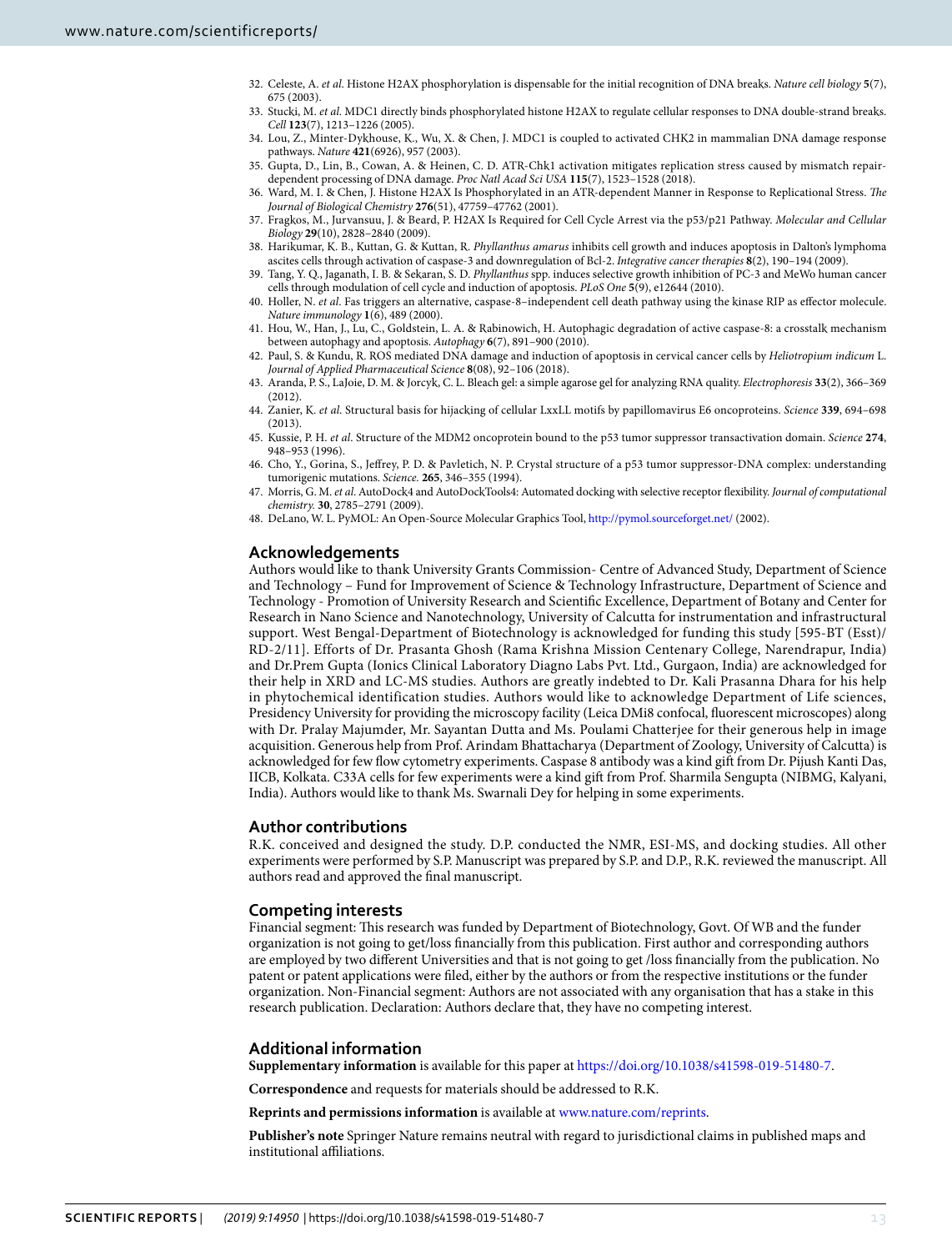32. Celeste, A. *et al.* Histone H2AX phosphorylation is dispensable for the initial recognition of DNA breaks. *Nature cell biology* **5**(7), 675 (2003).
33. Stucki, M. *et al.* MDC1 directly binds phosphorylated histone H2AX to regulate cellular responses to DNA double-strand breaks. *Cell* **123**(7), 1213–1226 (2005).
34. Lou, Z., Minter-Dykhouse, K., Wu, X. & Chen, J. MDC1 is coupled to activated CHK2 in mammalian DNA damage response pathways. *Nature* **421**(6926), 957 (2003).
35. Gupta, D., Lin, B., Cowan, A. & Heinen, C. D. ATR-Chk1 activation mitigates replication stress caused by mismatch repair-dependent processing of DNA damage. *Proc Natl Acad Sci USA* **115**(7), 1523–1528 (2018).
36. Ward, M. I. & Chen, J. Histone H2AX Is Phosphorylated in an ATR-dependent Manner in Response to Replicational Stress. *The Journal of Biological Chemistry* **276**(51), 47759–47762 (2001).
37. Fragkos, M., Jurvansuu, J. & Beard, P. H2AX Is Required for Cell Cycle Arrest via the p53/p21 Pathway. *Molecular and Cellular Biology* **29**(10), 2828–2840 (2009).
38. Harikumar, K. B., Kuttan, G. & Kuttan, R. *Phyllanthus amarus* inhibits cell growth and induces apoptosis in Dalton's lymphoma ascites cells through activation of caspase-3 and downregulation of Bcl-2. *Integrative cancer therapies* **8**(2), 190–194 (2009).
39. Tang, Y. Q., Jaganath, I. B. & Sekaran, S. D. *Phyllanthus* spp. induces selective growth inhibition of PC-3 and MeWo human cancer cells through modulation of cell cycle and induction of apoptosis. *PLoS One* **5**(9), e12644 (2010).
40. Holler, N. *et al.* Fas triggers an alternative, caspase-8–independent cell death pathway using the kinase RIP as effector molecule. *Nature immunology* **1**(6), 489 (2000).
41. Hou, W., Han, J., Lu, C., Goldstein, L. A. & Rabinowich, H. Autophagic degradation of active caspase-8: a crosstalk mechanism between autophagy and apoptosis. *Autophagy* **6**(7), 891–900 (2010).
42. Paul, S. & Kundu, R. ROS mediated DNA damage and induction of apoptosis in cervical cancer cells by *Heliotropium indicum* L. *Journal of Applied Pharmaceutical Science* **8**(08), 92–106 (2018).
43. Aranda, P. S., LaJoie, D. M. & Jorcyk, C. L. Bleach gel: a simple agarose gel for analyzing RNA quality. *Electrophoresis* **33**(2), 366–369 (2012).
44. Zanier, K. *et al.* Structural basis for hijacking of cellular LxxLL motifs by papillomavirus E6 oncoproteins. *Science* **339**, 694–698 (2013).
45. Kussie, P. H. *et al.* Structure of the MDM2 oncoprotein bound to the p53 tumor suppressor transactivation domain. *Science* **274**, 948–953 (1996).
46. Cho, Y., Gorina, S., Jeffrey, P. D. & Pavletich, N. P. Crystal structure of a p53 tumor suppressor-DNA complex: understanding tumorigenic mutations. *Science.* **265**, 346–355 (1994).
47. Morris, G. M. *et al.* AutoDock4 and AutoDockTools4: Automated docking with selective receptor flexibility. *Journal of computational chemistry.* **30**, 2785–2791 (2009).
48. DeLano, W. L. PyMOL: An Open-Source Molecular Graphics Tool, http://pymol.sourceforget.net/ (2002).

## Acknowledgements

Authors would like to thank University Grants Commission- Centre of Advanced Study, Department of Science and Technology – Fund for Improvement of Science & Technology Infrastructure, Department of Science and Technology - Promotion of University Research and Scientific Excellence, Department of Botany and Center for Research in Nano Science and Nanotechnology, University of Calcutta for instrumentation and infrastructural support. West Bengal-Department of Biotechnology is acknowledged for funding this study [595-BT (Esst)/RD-2/11]. Efforts of Dr. Prasanta Ghosh (Rama Krishna Mission Centenary College, Narendrapur, India) and Dr.Prem Gupta (Ionics Clinical Laboratory Diagno Labs Pvt. Ltd., Gurgaon, India) are acknowledged for their help in XRD and LC-MS studies. Authors are greatly indebted to Dr. Kali Prasanna Dhara for his help in phytochemical identification studies. Authors would like to acknowledge Department of Life sciences, Presidency University for providing the microscopy facility (Leica DMi8 confocal, fluorescent microscopes) along with Dr. Pralay Majumder, Mr. Sayantan Dutta and Ms. Poulami Chatterjee for their generous help in image acquisition. Generous help from Prof. Arindam Bhattacharya (Department of Zoology, University of Calcutta) is acknowledged for few flow cytometry experiments. Caspase 8 antibody was a kind gift from Dr. Pijush Kanti Das, IICB, Kolkata. C33A cells for few experiments were a kind gift from Prof. Sharmila Sengupta (NIBMG, Kalyani, India). Authors would like to thank Ms. Swarnali Dey for helping in some experiments.

## Author contributions

R.K. conceived and designed the study. D.P. conducted the NMR, ESI-MS, and docking studies. All other experiments were performed by S.P. Manuscript was prepared by S.P. and D.P., R.K. reviewed the manuscript. All authors read and approved the final manuscript.

## Competing interests

Financial segment: This research was funded by Department of Biotechnology, Govt. Of WB and the funder organization is not going to get/loss financially from this publication. First author and corresponding authors are employed by two different Universities and that is not going to get /loss financially from the publication. No patent or patent applications were filed, either by the authors or from the respective institutions or the funder organization. Non-Financial segment: Authors are not associated with any organisation that has a stake in this research publication. Declaration: Authors declare that, they have no competing interest.

## Additional information

**Supplementary information** is available for this paper at https://doi.org/10.1038/s41598-019-51480-7.

**Correspondence** and requests for materials should be addressed to R.K.

**Reprints and permissions information** is available at www.nature.com/reprints.

**Publisher's note** Springer Nature remains neutral with regard to jurisdictional claims in published maps and institutional affiliations.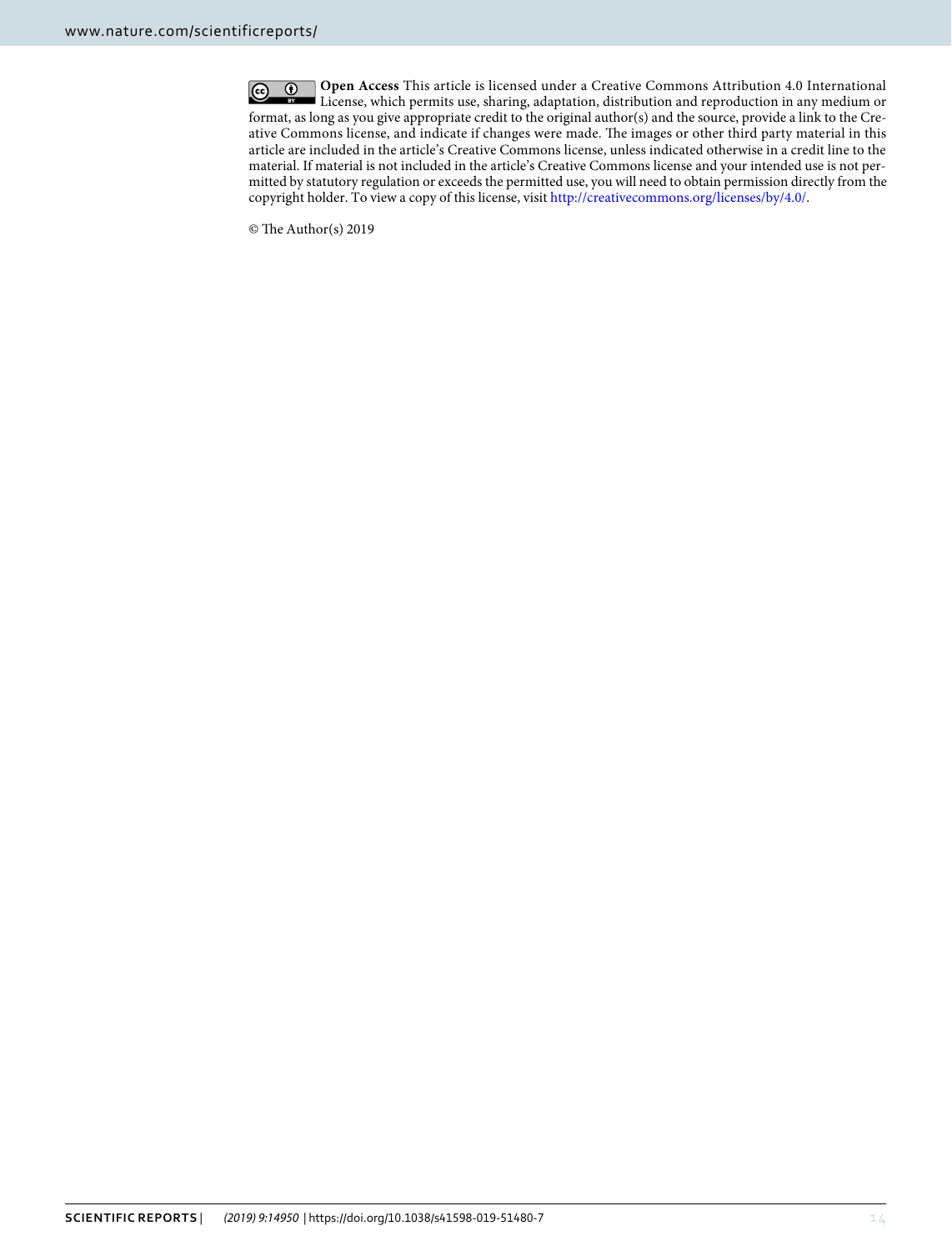**Open Access** This article is licensed under a Creative Commons Attribution 4.0 International License, which permits use, sharing, adaptation, distribution and reproduction in any medium or format, as long as you give appropriate credit to the original author(s) and the source, provide a link to the Creative Commons license, and indicate if changes were made. The images or other third party material in this article are included in the article's Creative Commons license, unless indicated otherwise in a credit line to the material. If material is not included in the article's Creative Commons license and your intended use is not permitted by statutory regulation or exceeds the permitted use, you will need to obtain permission directly from the copyright holder. To view a copy of this license, visit http://creativecommons.org/licenses/by/4.0/.

© The Author(s) 2019